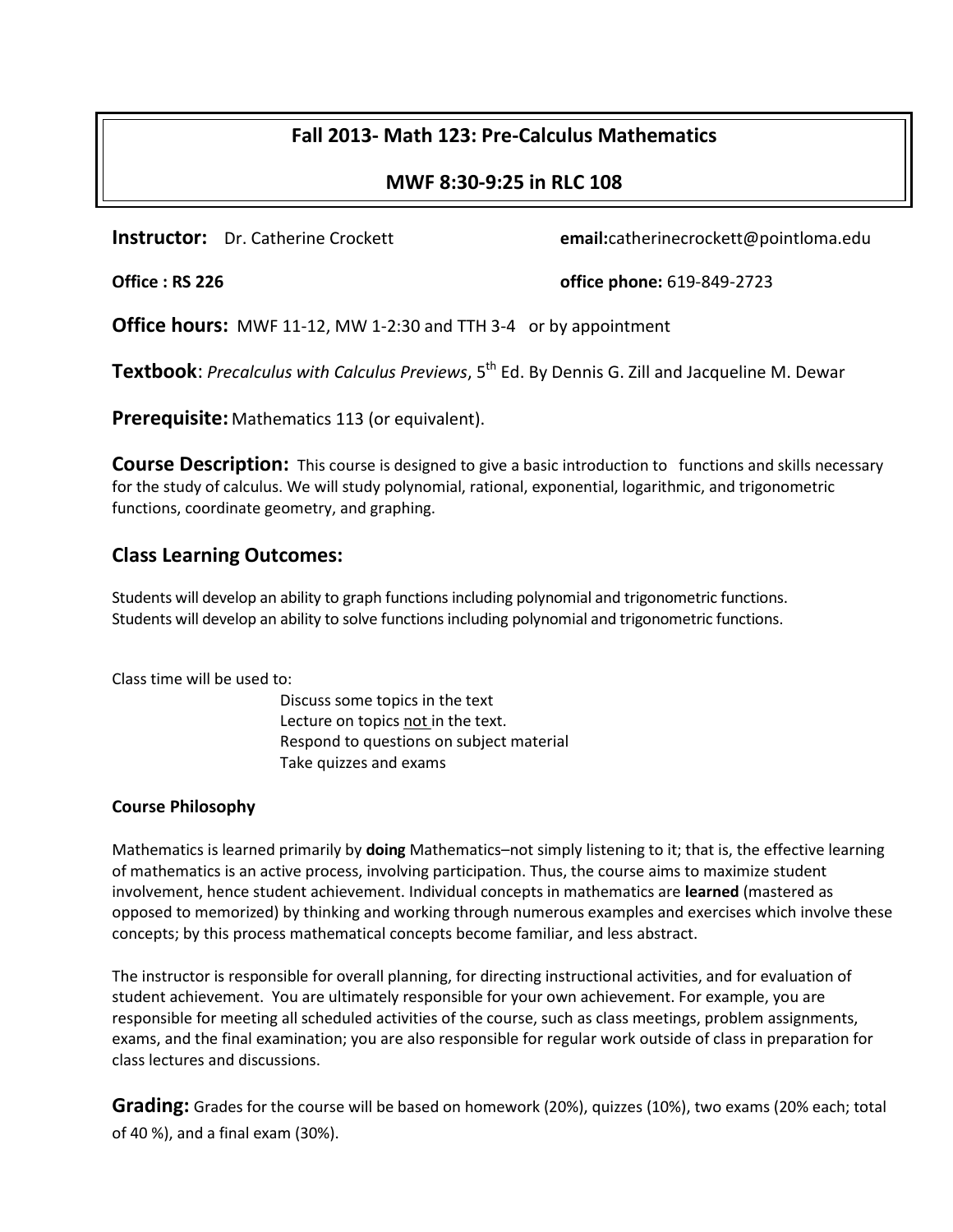# Fall 2013- Math 123: Pre-Calculus Mathematics

## MWF 8:30-9:25 in RLC 108

**Instructor:** Dr. Catherine Crockett

**email:** catherinecrockett@pointloma.edu

**Office : RS 226**

**office phone:** 619-849-2723

**Office hours:** MWF 11-12, MW 1-2:30 and TTH 3-4 or by appointment

**Textbook**: *Precalculus with Calculus Previews*, 5th Ed. By Dennis G. Zill and Jacqueline M. Dewar

**Prerequisite:** Mathematics 113 (or equivalent).

**Course Description:** This course is designed to give a basic introduction to functions and skills necessary for the study of calculus. We will study polynomial, rational, exponential, logarithmic, and trigonometric functions, coordinate geometry, and graphing.

## Class Learning Outcomes:

Students will develop an ability to graph functions including polynomial and trigonometric functions.
Students will develop an ability to solve functions including polynomial and trigonometric functions.

Class time will be used to:

- Discuss some topics in the text
- Lecture on topics not in the text.
- Respond to questions on subject material
- Take quizzes and exams

### Course Philosophy

Mathematics is learned primarily by **doing** Mathematics–not simply listening to it; that is, the effective learning of mathematics is an active process, involving participation. Thus, the course aims to maximize student involvement, hence student achievement. Individual concepts in mathematics are **learned** (mastered as opposed to memorized) by thinking and working through numerous examples and exercises which involve these concepts; by this process mathematical concepts become familiar, and less abstract.

The instructor is responsible for overall planning, for directing instructional activities, and for evaluation of student achievement. You are ultimately responsible for your own achievement. For example, you are responsible for meeting all scheduled activities of the course, such as class meetings, problem assignments, exams, and the final examination; you are also responsible for regular work outside of class in preparation for class lectures and discussions.

**Grading:** Grades for the course will be based on homework (20%), quizzes (10%), two exams (20% each; total of 40 %), and a final exam (30%).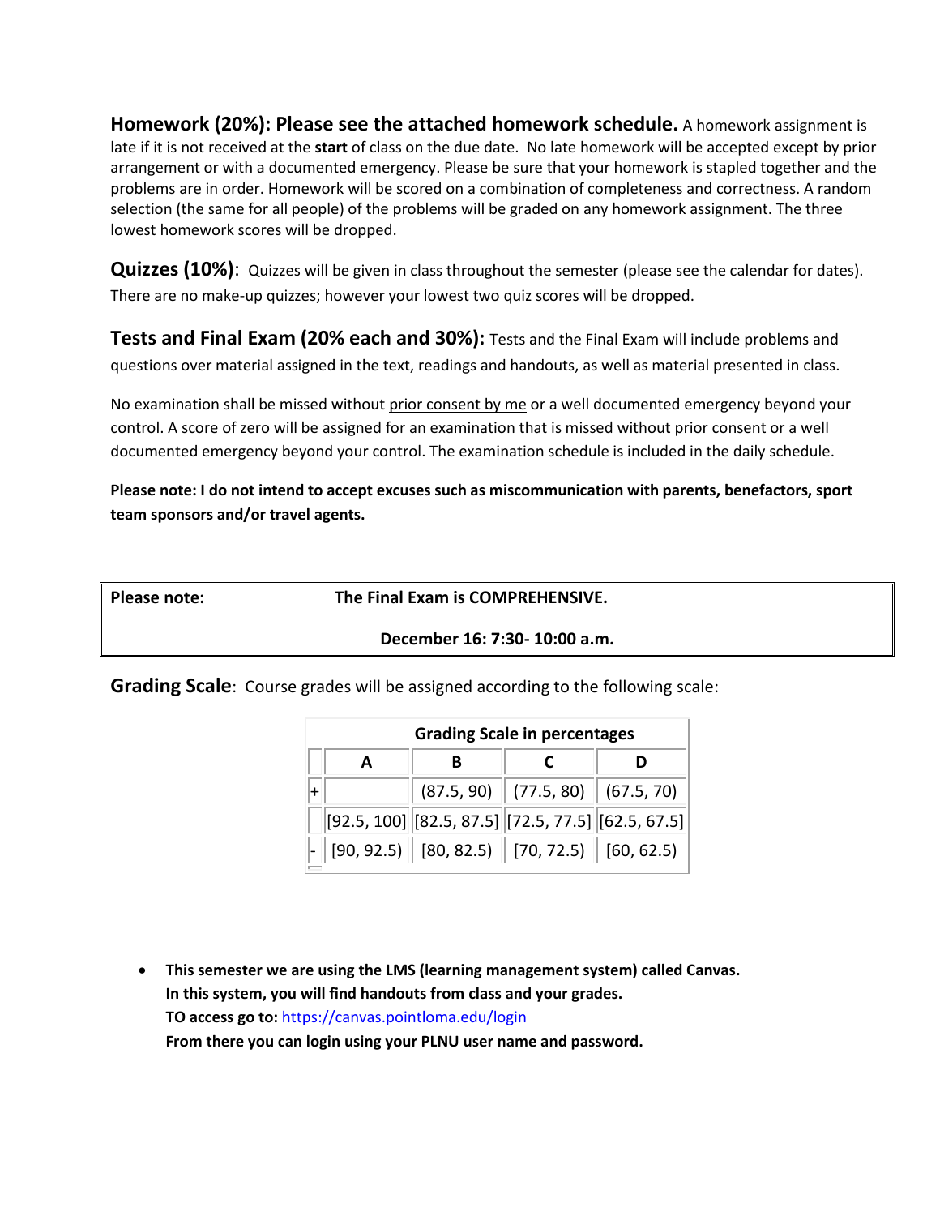**Homework (20%): Please see the attached homework schedule.** A homework assignment is late if it is not received at the **start** of class on the due date. No late homework will be accepted except by prior arrangement or with a documented emergency. Please be sure that your homework is stapled together and the problems are in order. Homework will be scored on a combination of completeness and correctness. A random selection (the same for all people) of the problems will be graded on any homework assignment. The three lowest homework scores will be dropped.

**Quizzes (10%)**: Quizzes will be given in class throughout the semester (please see the calendar for dates). There are no make-up quizzes; however your lowest two quiz scores will be dropped.

**Tests and Final Exam (20% each and 30%):** Tests and the Final Exam will include problems and questions over material assigned in the text, readings and handouts, as well as material presented in class.

No examination shall be missed without prior consent by me or a well documented emergency beyond your control. A score of zero will be assigned for an examination that is missed without prior consent or a well documented emergency beyond your control. The examination schedule is included in the daily schedule.

**Please note: I do not intend to accept excuses such as miscommunication with parents, benefactors, sport team sponsors and/or travel agents.**

| **Please note:** | **The Final Exam is COMPREHENSIVE.** |
|---|---|
| | **December 16: 7:30- 10:00 a.m.** |

**Grading Scale**: Course grades will be assigned according to the following scale:

| Grading Scale in percentages | | | | |
|---|---|---|---|---|
| | **A** | **B** | **C** | **D** |
| + | | (87.5, 90) | (77.5, 80) | (67.5, 70) |
| | [92.5, 100] | [82.5, 87.5] | [72.5, 77.5] | [62.5, 67.5] |
| - | [90, 92.5) | [80, 82.5) | [70, 72.5) | [60, 62.5) |

- **This semester we are using the LMS (learning management system) called Canvas. In this system, you will find handouts from class and your grades.**
  **TO access go to:** https://canvas.pointloma.edu/login
  **From there you can login using your PLNU user name and password.**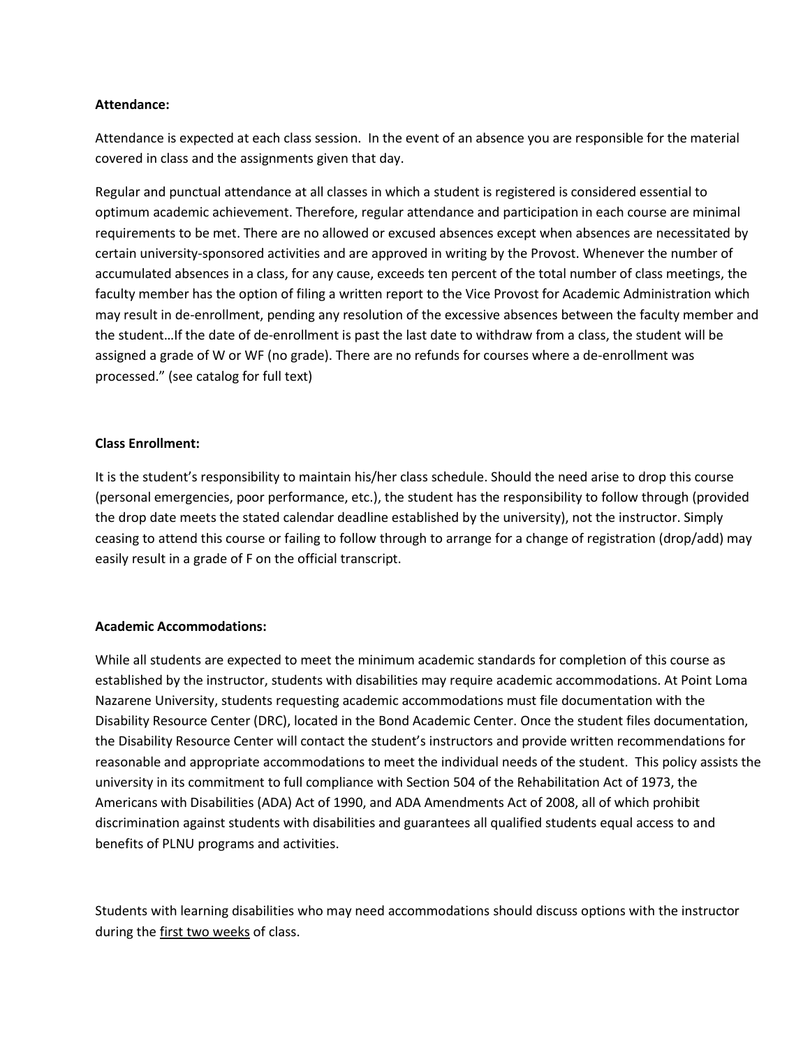**Attendance:**

Attendance is expected at each class session. In the event of an absence you are responsible for the material covered in class and the assignments given that day.

Regular and punctual attendance at all classes in which a student is registered is considered essential to optimum academic achievement. Therefore, regular attendance and participation in each course are minimal requirements to be met. There are no allowed or excused absences except when absences are necessitated by certain university-sponsored activities and are approved in writing by the Provost. Whenever the number of accumulated absences in a class, for any cause, exceeds ten percent of the total number of class meetings, the faculty member has the option of filing a written report to the Vice Provost for Academic Administration which may result in de-enrollment, pending any resolution of the excessive absences between the faculty member and the student…If the date of de-enrollment is past the last date to withdraw from a class, the student will be assigned a grade of W or WF (no grade). There are no refunds for courses where a de-enrollment was processed." (see catalog for full text)

**Class Enrollment:**

It is the student's responsibility to maintain his/her class schedule. Should the need arise to drop this course (personal emergencies, poor performance, etc.), the student has the responsibility to follow through (provided the drop date meets the stated calendar deadline established by the university), not the instructor. Simply ceasing to attend this course or failing to follow through to arrange for a change of registration (drop/add) may easily result in a grade of F on the official transcript.

**Academic Accommodations:**

While all students are expected to meet the minimum academic standards for completion of this course as established by the instructor, students with disabilities may require academic accommodations. At Point Loma Nazarene University, students requesting academic accommodations must file documentation with the Disability Resource Center (DRC), located in the Bond Academic Center. Once the student files documentation, the Disability Resource Center will contact the student's instructors and provide written recommendations for reasonable and appropriate accommodations to meet the individual needs of the student. This policy assists the university in its commitment to full compliance with Section 504 of the Rehabilitation Act of 1973, the Americans with Disabilities (ADA) Act of 1990, and ADA Amendments Act of 2008, all of which prohibit discrimination against students with disabilities and guarantees all qualified students equal access to and benefits of PLNU programs and activities.

Students with learning disabilities who may need accommodations should discuss options with the instructor during the first two weeks of class.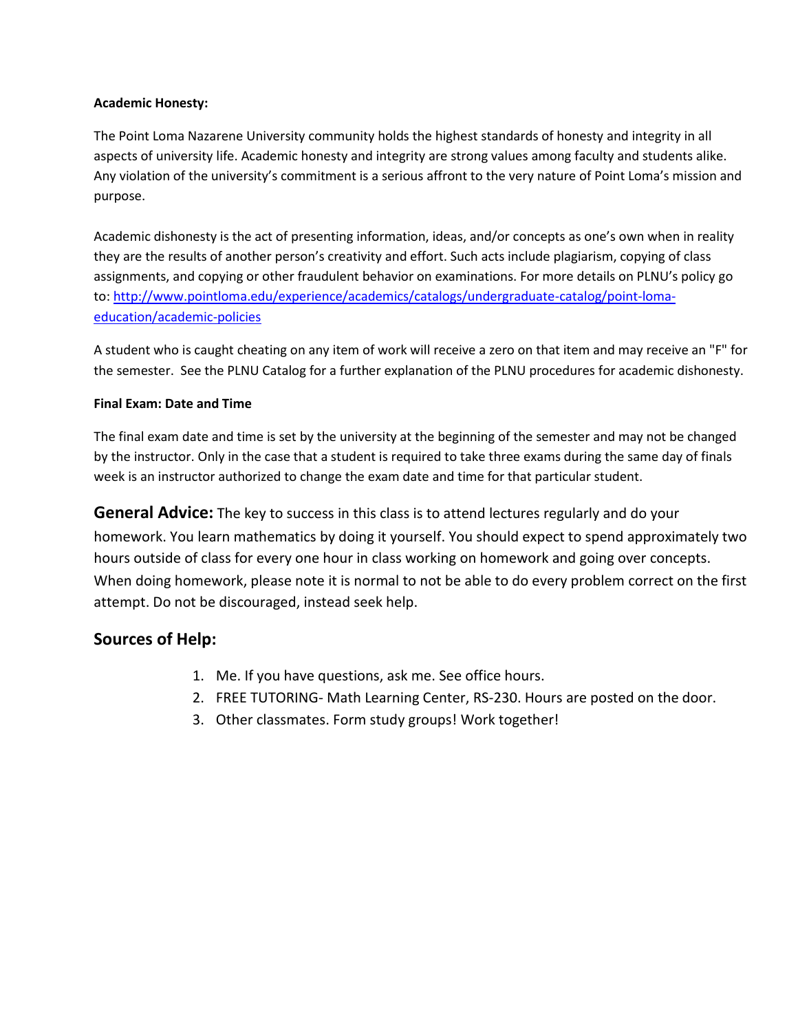**Academic Honesty:**

The Point Loma Nazarene University community holds the highest standards of honesty and integrity in all aspects of university life. Academic honesty and integrity are strong values among faculty and students alike. Any violation of the university's commitment is a serious affront to the very nature of Point Loma's mission and purpose.

Academic dishonesty is the act of presenting information, ideas, and/or concepts as one's own when in reality they are the results of another person's creativity and effort. Such acts include plagiarism, copying of class assignments, and copying or other fraudulent behavior on examinations. For more details on PLNU's policy go to: [http://www.pointloma.edu/experience/academics/catalogs/undergraduate-catalog/point-loma-education/academic-policies](http://www.pointloma.edu/experience/academics/catalogs/undergraduate-catalog/point-loma-education/academic-policies)

A student who is caught cheating on any item of work will receive a zero on that item and may receive an "F" for the semester. See the PLNU Catalog for a further explanation of the PLNU procedures for academic dishonesty.

**Final Exam: Date and Time**

The final exam date and time is set by the university at the beginning of the semester and may not be changed by the instructor. Only in the case that a student is required to take three exams during the same day of finals week is an instructor authorized to change the exam date and time for that particular student.

**General Advice:** The key to success in this class is to attend lectures regularly and do your homework. You learn mathematics by doing it yourself. You should expect to spend approximately two hours outside of class for every one hour in class working on homework and going over concepts. When doing homework, please note it is normal to not be able to do every problem correct on the first attempt. Do not be discouraged, instead seek help.

## Sources of Help:

1. Me. If you have questions, ask me. See office hours.
2. FREE TUTORING- Math Learning Center, RS-230. Hours are posted on the door.
3. Other classmates. Form study groups! Work together!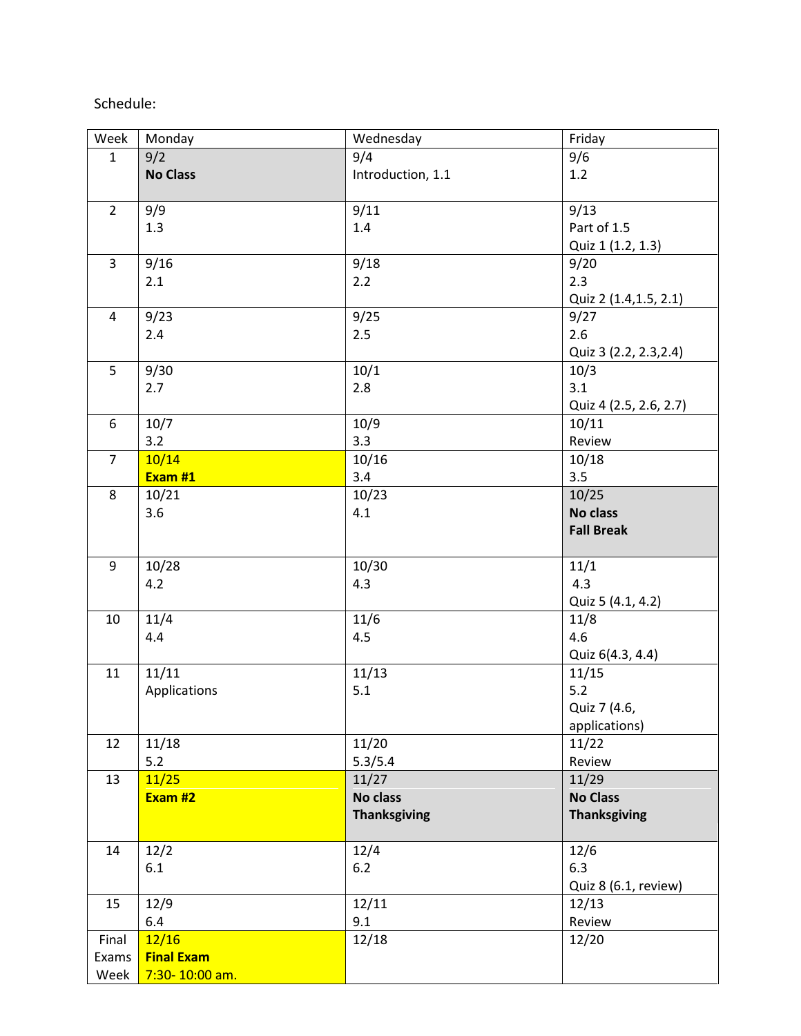Schedule:

| Week | Monday | Wednesday | Friday |
|---|---|---|---|
| 1 | 9/2 **No Class** | 9/4 Introduction, 1.1 | 9/6 1.2 |
| 2 | 9/9 1.3 | 9/11 1.4 | 9/13 Part of 1.5 Quiz 1 (1.2, 1.3) |
| 3 | 9/16 2.1 | 9/18 2.2 | 9/20 2.3 Quiz 2 (1.4,1.5, 2.1) |
| 4 | 9/23 2.4 | 9/25 2.5 | 9/27 2.6 Quiz 3 (2.2, 2.3,2.4) |
| 5 | 9/30 2.7 | 10/1 2.8 | 10/3 3.1 Quiz 4 (2.5, 2.6, 2.7) |
| 6 | 10/7 3.2 | 10/9 3.3 | 10/11 Review |
| 7 | 10/14 **Exam #1** | 10/16 3.4 | 10/18 3.5 |
| 8 | 10/21 3.6 | 10/23 4.1 | 10/25 **No class Fall Break** |
| 9 | 10/28 4.2 | 10/30 4.3 | 11/1 4.3 Quiz 5 (4.1, 4.2) |
| 10 | 11/4 4.4 | 11/6 4.5 | 11/8 4.6 Quiz 6(4.3, 4.4) |
| 11 | 11/11 Applications | 11/13 5.1 | 11/15 5.2 Quiz 7 (4.6, applications) |
| 12 | 11/18 5.2 | 11/20 5.3/5.4 | 11/22 Review |
| 13 | 11/25 **Exam #2** | 11/27 **No class Thanksgiving** | 11/29 **No Class Thanksgiving** |
| 14 | 12/2 6.1 | 12/4 6.2 | 12/6 6.3 Quiz 8 (6.1, review) |
| 15 | 12/9 6.4 | 12/11 9.1 | 12/13 Review |
| Final Exams Week | 12/16 **Final Exam** 7:30- 10:00 am. | 12/18 | 12/20 |